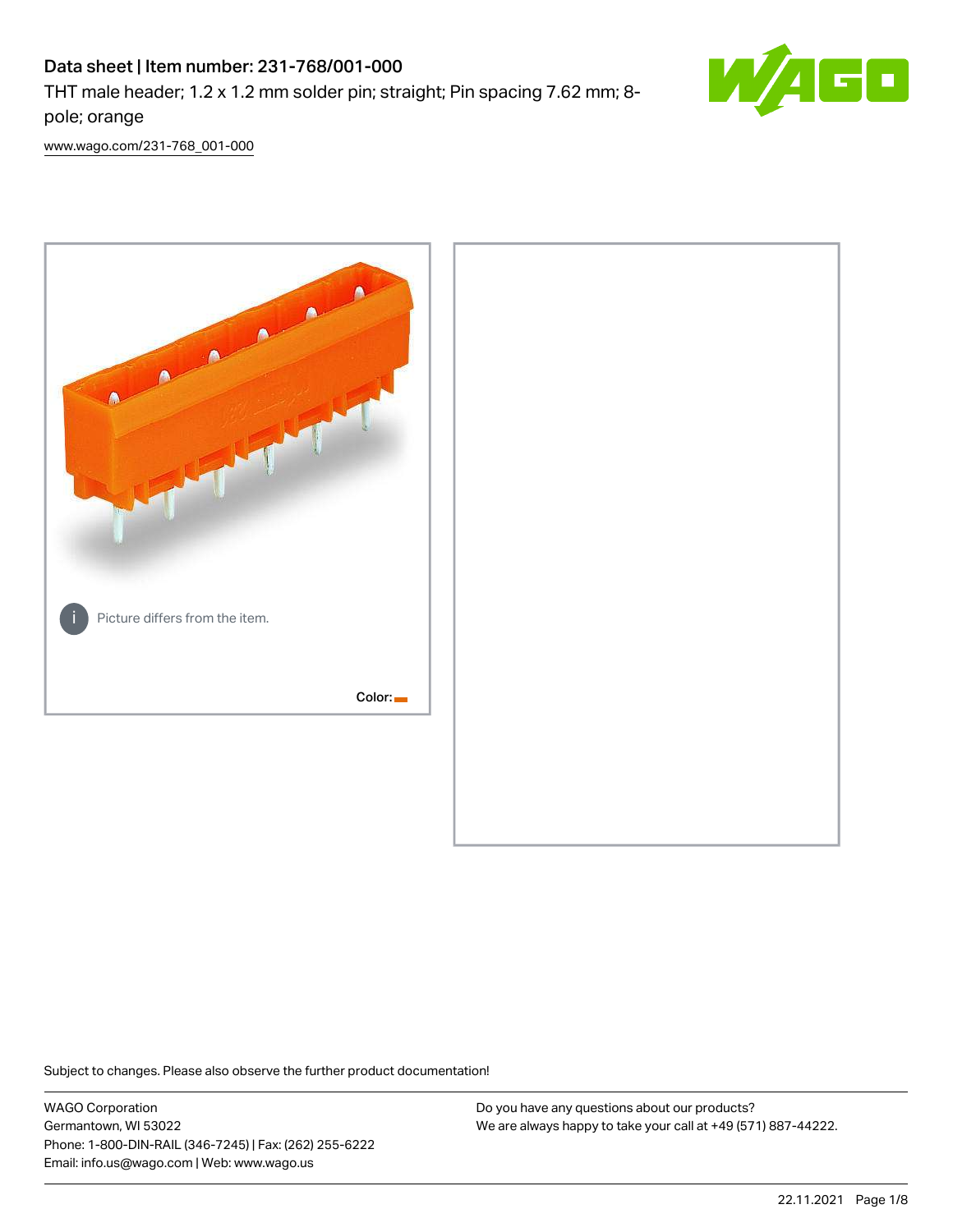# Data sheet | Item number: 231-768/001-000

THT male header; 1.2 x 1.2 mm solder pin; straight; Pin spacing 7.62 mm; 8-pole; orange

www.wago.com/231-768_001-000

Picture differs from the item.

Color:

Subject to changes. Please also observe the further product documentation!

WAGO Corporation
Germantown, WI 53022
Phone: 1-800-DIN-RAIL (346-7245) | Fax: (262) 255-6222
Email: info.us@wago.com | Web: www.wago.us

Do you have any questions about our products?
We are always happy to take your call at +49 (571) 887-44222.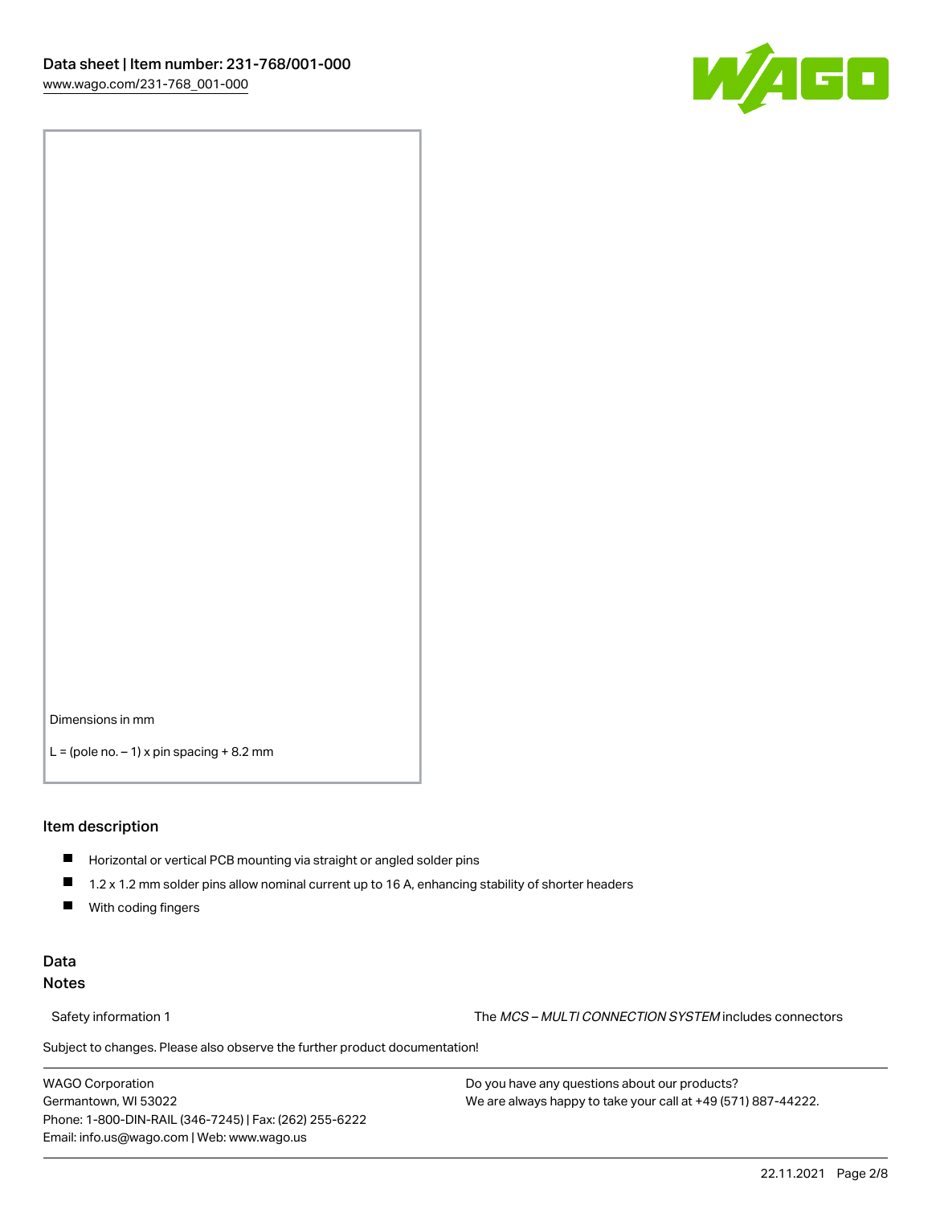Dimensions in mm

L = (pole no. – 1) x pin spacing + 8.2 mm

## Item description

- Horizontal or vertical PCB mounting via straight or angled solder pins
- 1.2 x 1.2 mm solder pins allow nominal current up to 16 A, enhancing stability of shorter headers
- With coding fingers

## Data

### Notes

Safety information 1 — The *MCS – MULTI CONNECTION SYSTEM* includes connectors

Subject to changes. Please also observe the further product documentation!

WAGO Corporation
Germantown, WI 53022
Phone: 1-800-DIN-RAIL (346-7245) | Fax: (262) 255-6222
Email: info.us@wago.com | Web: www.wago.us

Do you have any questions about our products?
We are always happy to take your call at +49 (571) 887-44222.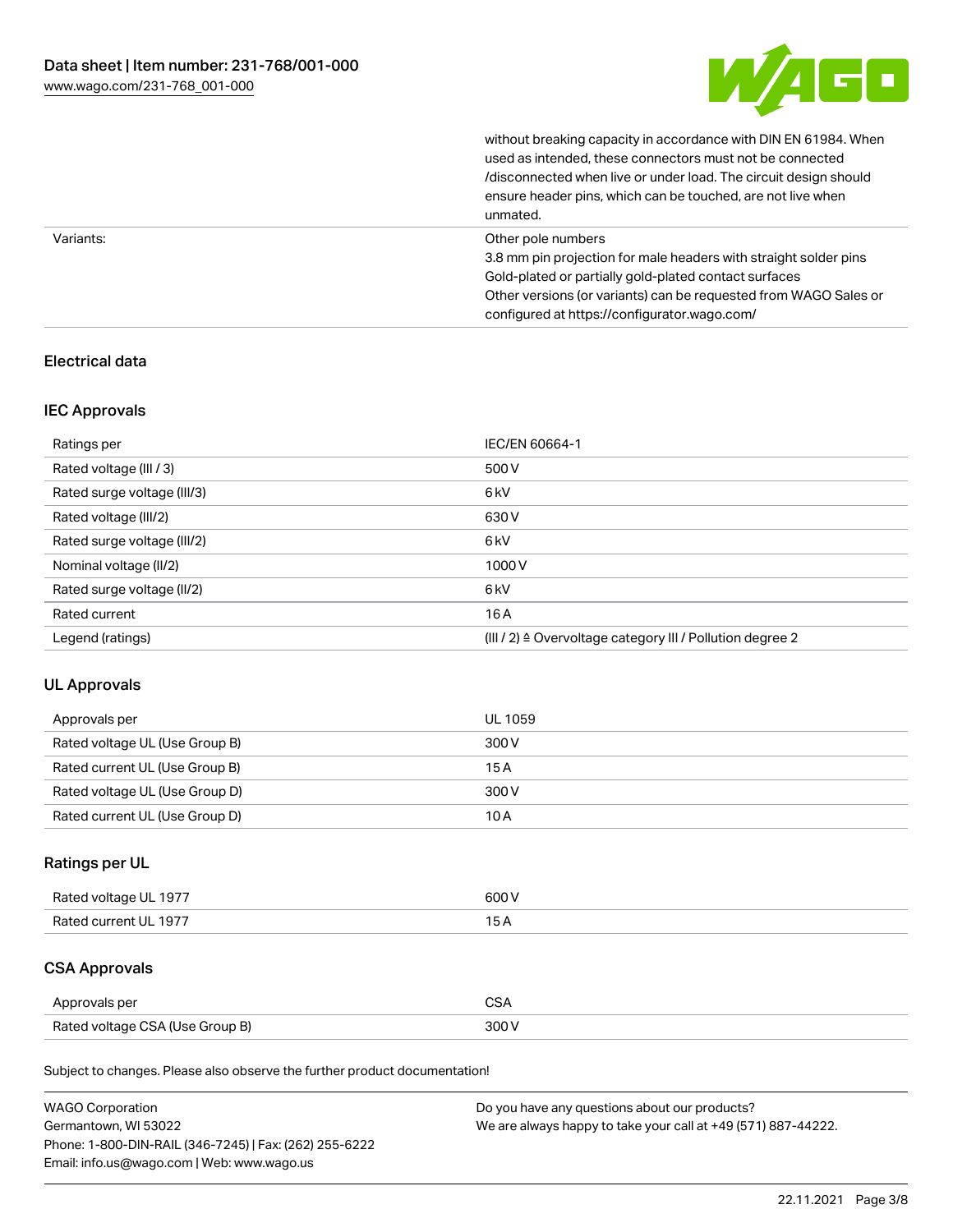| | |
|---|---|
| | without breaking capacity in accordance with DIN EN 61984. When used as intended, these connectors must not be connected /disconnected when live or under load. The circuit design should ensure header pins, which can be touched, are not live when unmated. |
| Variants: | Other pole numbers<br>3.8 mm pin projection for male headers with straight solder pins<br>Gold-plated or partially gold-plated contact surfaces<br>Other versions (or variants) can be requested from WAGO Sales or configured at https://configurator.wago.com/ |

## Electrical data

### IEC Approvals

| | |
|---|---|
| Ratings per | IEC/EN 60664-1 |
| Rated voltage (III / 3) | 500 V |
| Rated surge voltage (III/3) | 6 kV |
| Rated voltage (III/2) | 630 V |
| Rated surge voltage (III/2) | 6 kV |
| Nominal voltage (II/2) | 1000 V |
| Rated surge voltage (II/2) | 6 kV |
| Rated current | 16 A |
| Legend (ratings) | (III / 2) ≙ Overvoltage category III / Pollution degree 2 |

### UL Approvals

| | |
|---|---|
| Approvals per | UL 1059 |
| Rated voltage UL (Use Group B) | 300 V |
| Rated current UL (Use Group B) | 15 A |
| Rated voltage UL (Use Group D) | 300 V |
| Rated current UL (Use Group D) | 10 A |

### Ratings per UL

| | |
|---|---|
| Rated voltage UL 1977 | 600 V |
| Rated current UL 1977 | 15 A |

### CSA Approvals

| | |
|---|---|
| Approvals per | CSA |
| Rated voltage CSA (Use Group B) | 300 V |

Subject to changes. Please also observe the further product documentation!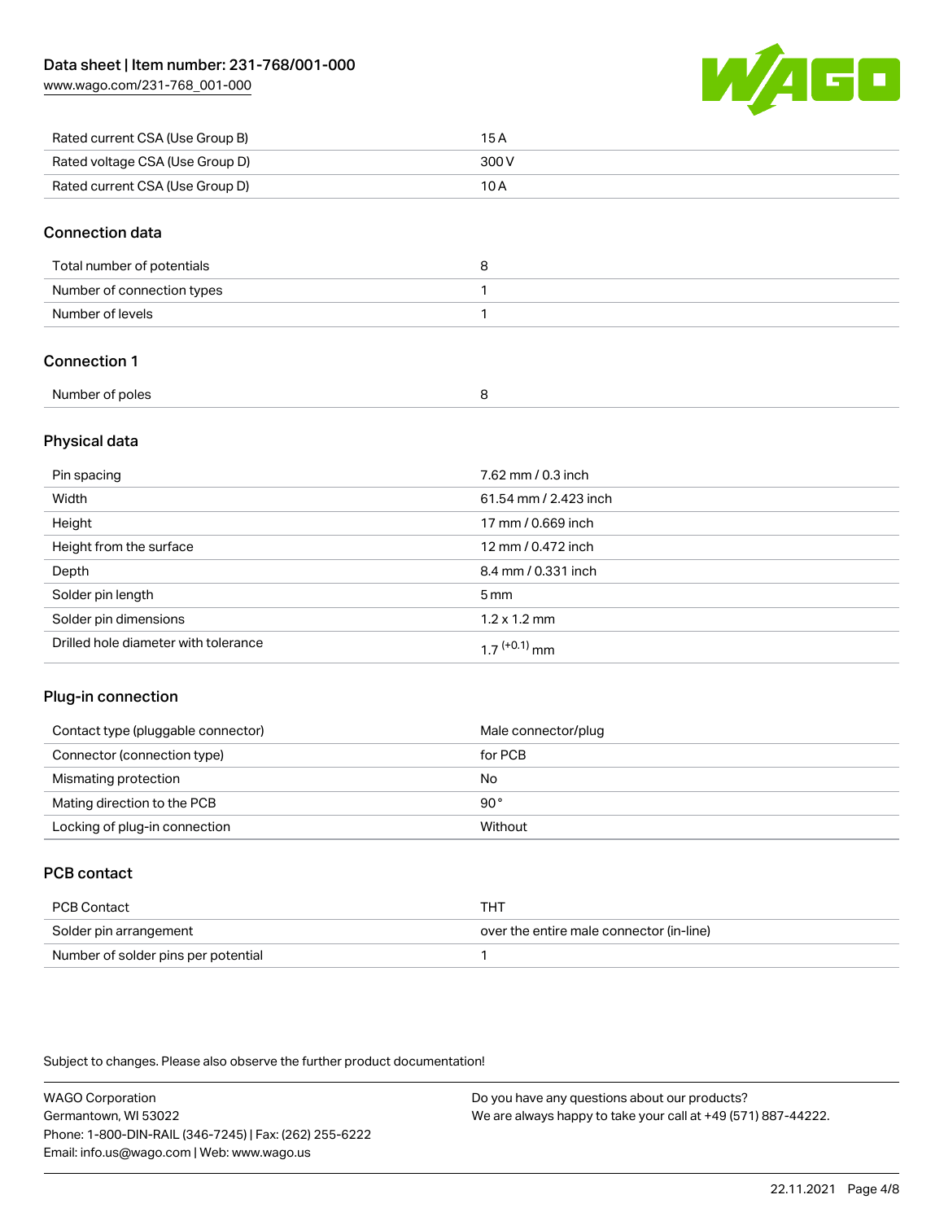| Rated current CSA (Use Group B) | 15 A |
| --- | --- |
| Rated voltage CSA (Use Group D) | 300 V |
| Rated current CSA (Use Group D) | 10 A |

## Connection data

| Total number of potentials | 8 |
| --- | --- |
| Number of connection types | 1 |
| Number of levels | 1 |

## Connection 1

| Number of poles | 8 |
| --- | --- |

## Physical data

| Pin spacing | 7.62 mm / 0.3 inch |
| --- | --- |
| Width | 61.54 mm / 2.423 inch |
| Height | 17 mm / 0.669 inch |
| Height from the surface | 12 mm / 0.472 inch |
| Depth | 8.4 mm / 0.331 inch |
| Solder pin length | 5 mm |
| Solder pin dimensions | 1.2 x 1.2 mm |
| Drilled hole diameter with tolerance | $1.7^{(+0.1)}$ mm |

## Plug-in connection

| Contact type (pluggable connector) | Male connector/plug |
| --- | --- |
| Connector (connection type) | for PCB |
| Mismating protection | No |
| Mating direction to the PCB | 90° |
| Locking of plug-in connection | Without |

## PCB contact

| PCB Contact | THT |
| --- | --- |
| Solder pin arrangement | over the entire male connector (in-line) |
| Number of solder pins per potential | 1 |

Subject to changes. Please also observe the further product documentation!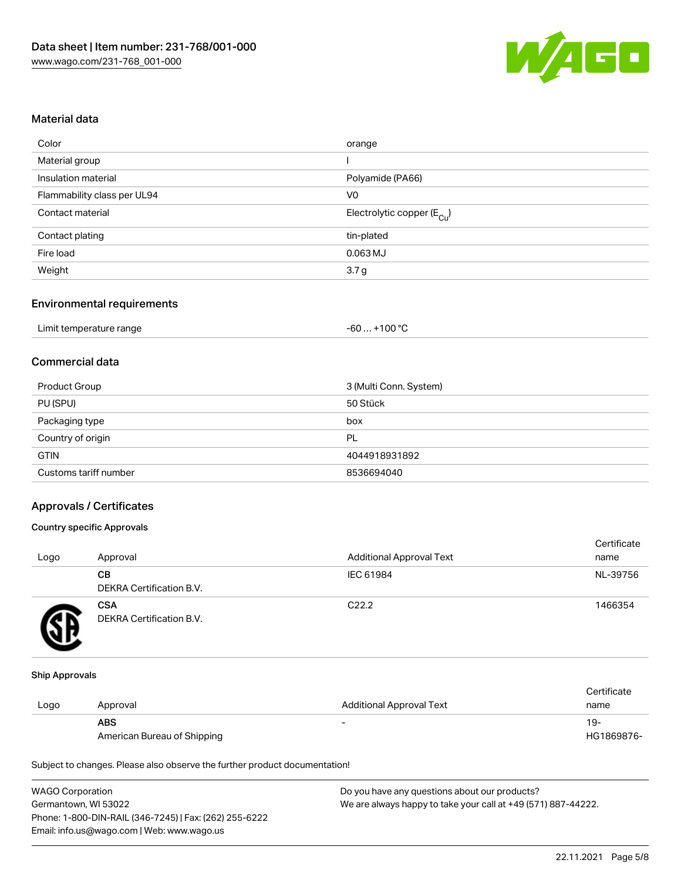## Material data

| | |
|---|---|
| Color | orange |
| Material group | I |
| Insulation material | Polyamide (PA66) |
| Flammability class per UL94 | V0 |
| Contact material | Electrolytic copper ($E_{Cu}$) |
| Contact plating | tin-plated |
| Fire load | 0.063 MJ |
| Weight | 3.7 g |

## Environmental requirements

| | |
|---|---|
| Limit temperature range | -60 … +100 °C |

## Commercial data

| | |
|---|---|
| Product Group | 3 (Multi Conn. System) |
| PU (SPU) | 50 Stück |
| Packaging type | box |
| Country of origin | PL |
| GTIN | 4044918931892 |
| Customs tariff number | 8536694040 |

## Approvals / Certificates

### Country specific Approvals

| Logo | Approval | Additional Approval Text | Certificate name |
|---|---|---|---|
| | **CB**<br>DEKRA Certification B.V. | IEC 61984 | NL-39756 |
| | **CSA**<br>DEKRA Certification B.V. | C22.2 | 1466354 |

### Ship Approvals

| Logo | Approval | Additional Approval Text | Certificate name |
|---|---|---|---|
| | **ABS**<br>American Bureau of Shipping | - | 19-HG1869876- |

Subject to changes. Please also observe the further product documentation!

WAGO Corporation
Germantown, WI 53022
Phone: 1-800-DIN-RAIL (346-7245) | Fax: (262) 255-6222
Email: info.us@wago.com | Web: www.wago.us

Do you have any questions about our products?
We are always happy to take your call at +49 (571) 887-44222.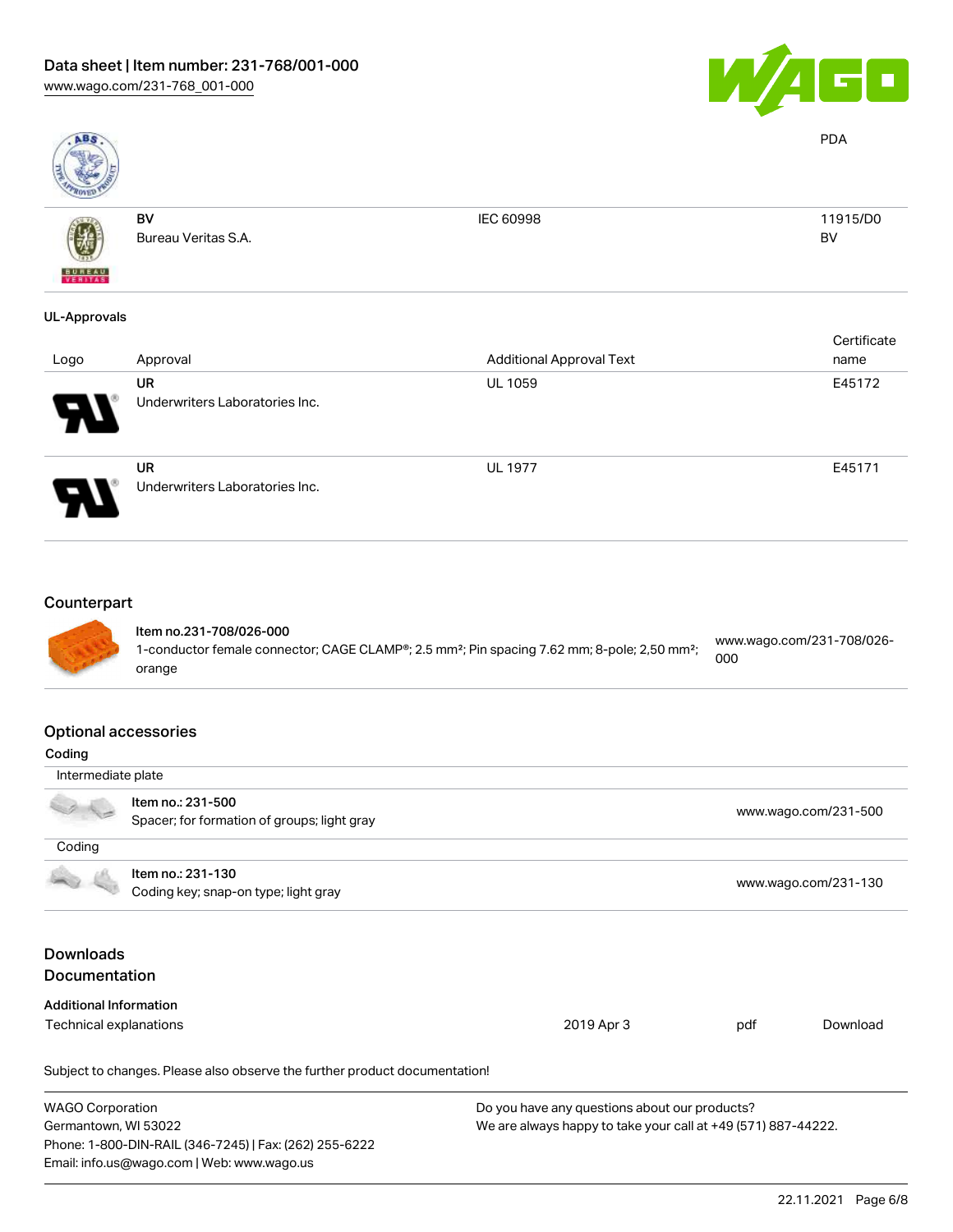| | | | PDA |
|---|---|---|---|
| | **BV**<br>Bureau Veritas S.A. | IEC 60998 | 11915/D0<br>BV |

**UL-Approvals**

| Logo | Approval | Additional Approval Text | Certificate name |
|---|---|---|---|
| | **UR**<br>Underwriters Laboratories Inc. | UL 1059 | E45172 |
| | **UR**<br>Underwriters Laboratories Inc. | UL 1977 | E45171 |

## Counterpart

| | | |
|---|---|---|
| | **Item no.231-708/026-000**<br>1-conductor female connector; CAGE CLAMP®; 2.5 mm²; Pin spacing 7.62 mm; 8-pole; 2,50 mm²; orange | www.wago.com/231-708/026-000 |

## Optional accessories

**Coding**

| Intermediate plate | | |
|---|---|---|
| | **Item no.: 231-500**<br>Spacer; for formation of groups; light gray | www.wago.com/231-500 |
| **Coding** | | |
| | **Item no.: 231-130**<br>Coding key; snap-on type; light gray | www.wago.com/231-130 |

## Downloads
## Documentation

**Additional Information**

| | | | |
|---|---|---|---|
| Technical explanations | 2019 Apr 3 | pdf | Download |

Subject to changes. Please also observe the further product documentation!

WAGO Corporation
Germantown, WI 53022
Phone: 1-800-DIN-RAIL (346-7245) | Fax: (262) 255-6222
Email: info.us@wago.com | Web: www.wago.us

Do you have any questions about our products?
We are always happy to take your call at +49 (571) 887-44222.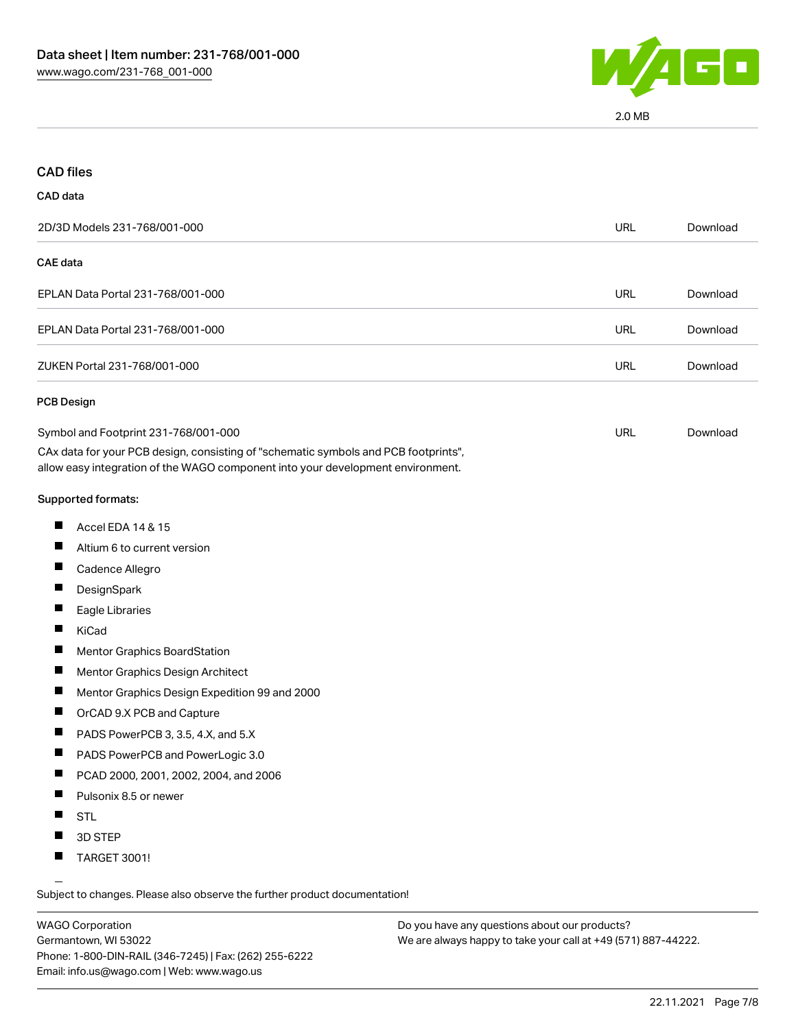2.0 MB

## CAD files

### CAD data

| | | |
|---|---|---|
| 2D/3D Models 231-768/001-000 | URL | Download |

### CAE data

| | | |
|---|---|---|
| EPLAN Data Portal 231-768/001-000 | URL | Download |
| EPLAN Data Portal 231-768/001-000 | URL | Download |
| ZUKEN Portal 231-768/001-000 | URL | Download |

### PCB Design

| | | |
|---|---|---|
| Symbol and Footprint 231-768/001-000 | URL | Download |

CAx data for your PCB design, consisting of "schematic symbols and PCB footprints", allow easy integration of the WAGO component into your development environment.

Supported formats:

- Accel EDA 14 & 15
- Altium 6 to current version
- Cadence Allegro
- DesignSpark
- Eagle Libraries
- KiCad
- Mentor Graphics BoardStation
- Mentor Graphics Design Architect
- Mentor Graphics Design Expedition 99 and 2000
- OrCAD 9.X PCB and Capture
- PADS PowerPCB 3, 3.5, 4.X, and 5.X
- PADS PowerPCB and PowerLogic 3.0
- PCAD 2000, 2001, 2002, 2004, and 2006
- Pulsonix 8.5 or newer
- STL
- 3D STEP
- TARGET 3001!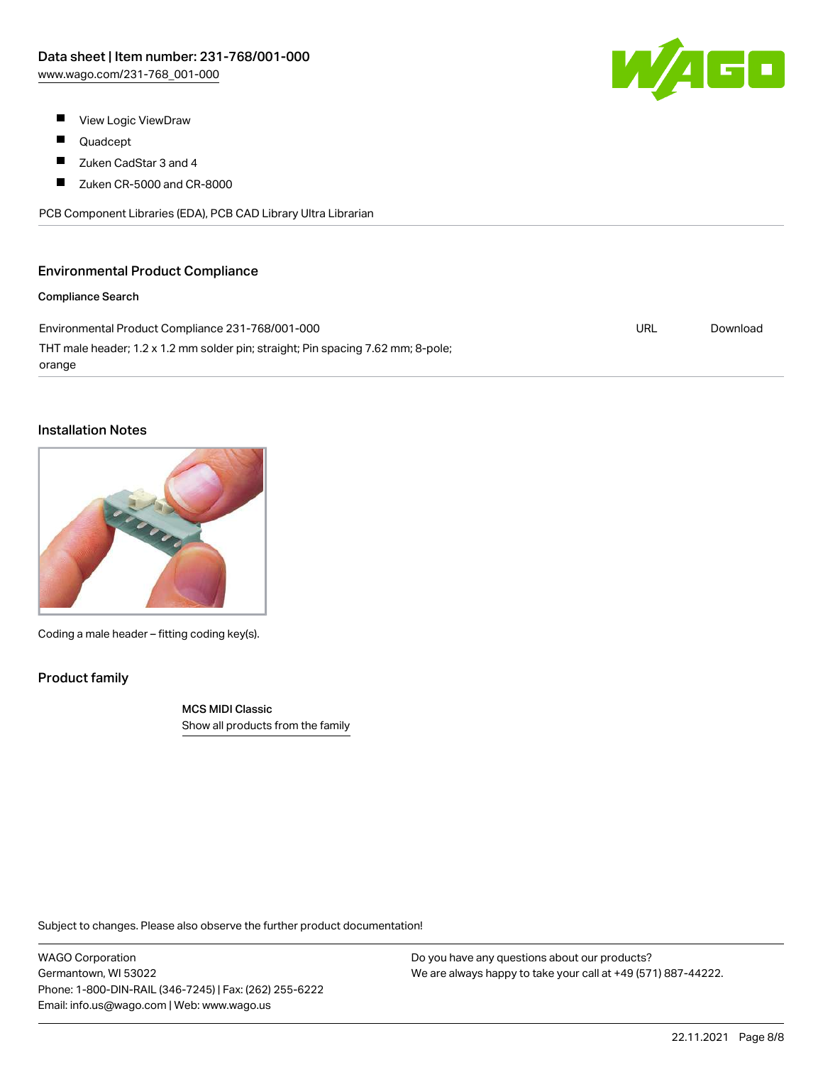- View Logic ViewDraw
- Quadcept
- Zuken CadStar 3 and 4
- Zuken CR-5000 and CR-8000

PCB Component Libraries (EDA), PCB CAD Library Ultra Librarian

## Environmental Product Compliance

### Compliance Search

| | | |
|---|---|---|
| Environmental Product Compliance 231-768/001-000<br>THT male header; 1.2 x 1.2 mm solder pin; straight; Pin spacing 7.62 mm; 8-pole; orange | URL | Download |

## Installation Notes

Coding a male header – fitting coding key(s).

## Product family

MCS MIDI Classic
Show all products from the family

Subject to changes. Please also observe the further product documentation!

WAGO Corporation
Germantown, WI 53022
Phone: 1-800-DIN-RAIL (346-7245) | Fax: (262) 255-6222
Email: info.us@wago.com | Web: www.wago.us

Do you have any questions about our products?
We are always happy to take your call at +49 (571) 887-44222.